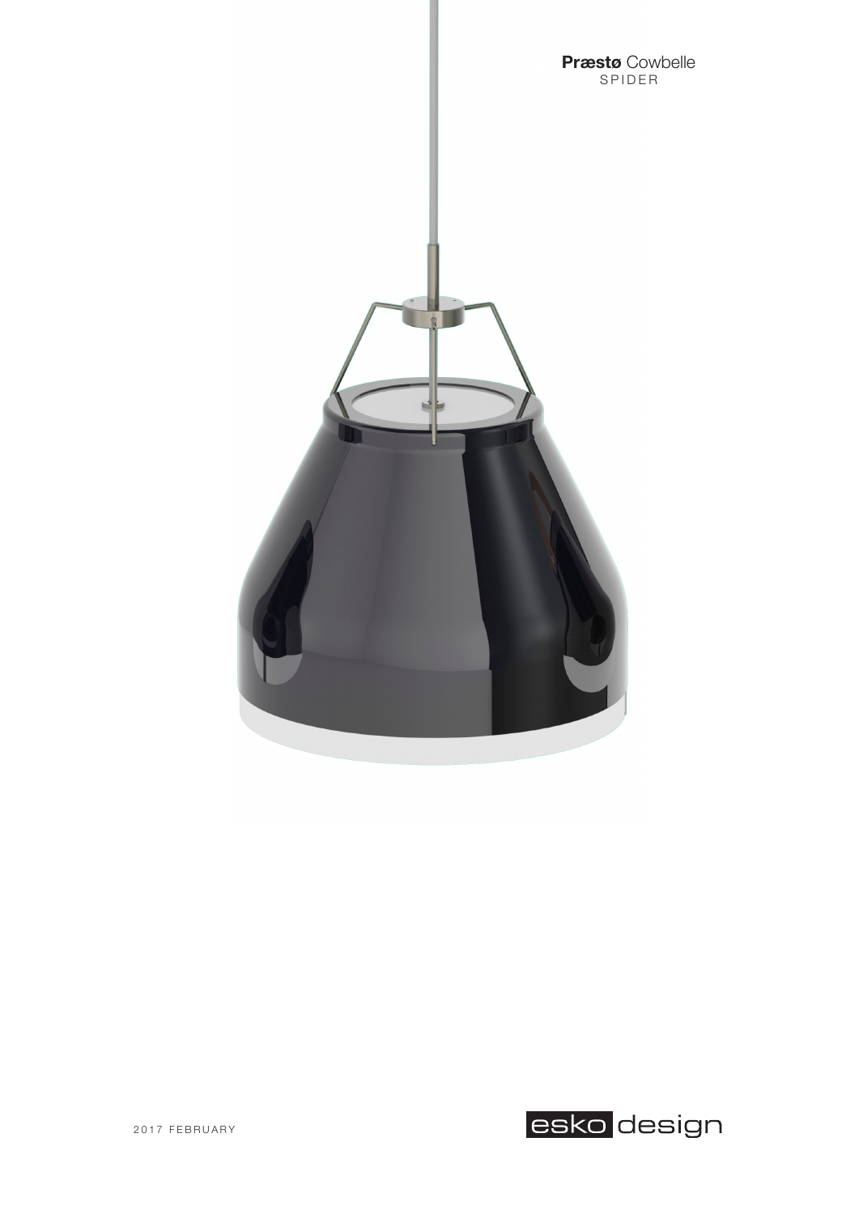**Præstø** Cowbelle
SPIDER

2017 FEBRUARY

esko design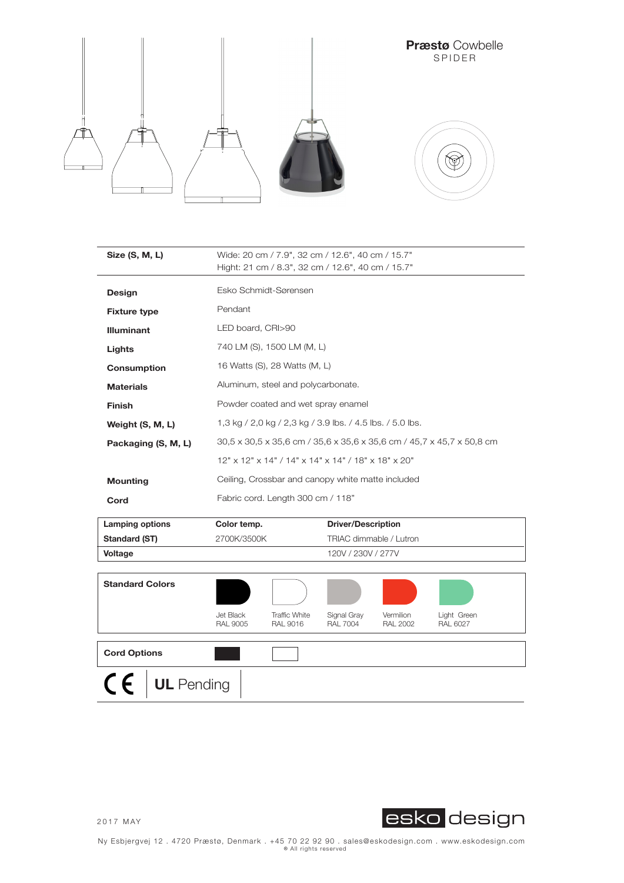**Præstø** Cowbelle
SPIDER

| | |
|---|---|
| **Size (S, M, L)** | Wide: 20 cm / 7.9", 32 cm / 12.6", 40 cm / 15.7"<br>Hight: 21 cm / 8.3", 32 cm / 12.6", 40 cm / 15.7" |
| **Design** | Esko Schmidt-Sørensen |
| **Fixture type** | Pendant |
| **Illuminant** | LED board, CRI>90 |
| **Lights** | 740 LM (S), 1500 LM (M, L) |
| **Consumption** | 16 Watts (S), 28 Watts (M, L) |
| **Materials** | Aluminum, steel and polycarbonate. |
| **Finish** | Powder coated and wet spray enamel |
| **Weight (S, M, L)** | 1,3 kg / 2,0 kg / 2,3 kg / 3.9 lbs. / 4.5 lbs. / 5.0 lbs. |
| **Packaging (S, M, L)** | 30,5 x 30,5 x 35,6 cm / 35,6 x 35,6 x 35,6 cm / 45,7 x 45,7 x 50,8 cm<br>12" x 12" x 14" / 14" x 14" x 14" / 18" x 18" x 20" |
| **Mounting** | Ceiling, Crossbar and canopy white matte included |
| **Cord** | Fabric cord. Length 300 cm / 118" |

| **Lamping options** | **Color temp.** | **Driver/Description** |
|---|---|---|
| **Standard (ST)** | 2700K/3500K | TRIAC dimmable / Lutron |
| **Voltage** | | 120V / 230V / 277V |

| **Standard Colors** | | | | | |
|---|---|---|---|---|---|
| | Jet Black<br>RAL 9005 | Traffic White<br>RAL 9016 | Signal Gray<br>RAL 7004 | Vermilion<br>RAL 2002 | Light Green<br>RAL 6027 |

**Cord Options**

CE | **UL** Pending

2017 MAY

esko design

Ny Esbjergvej 12 . 4720 Præstø, Denmark . +45 70 22 92 90 . sales@eskodesign.com . www.eskodesign.com
® All rights reserved